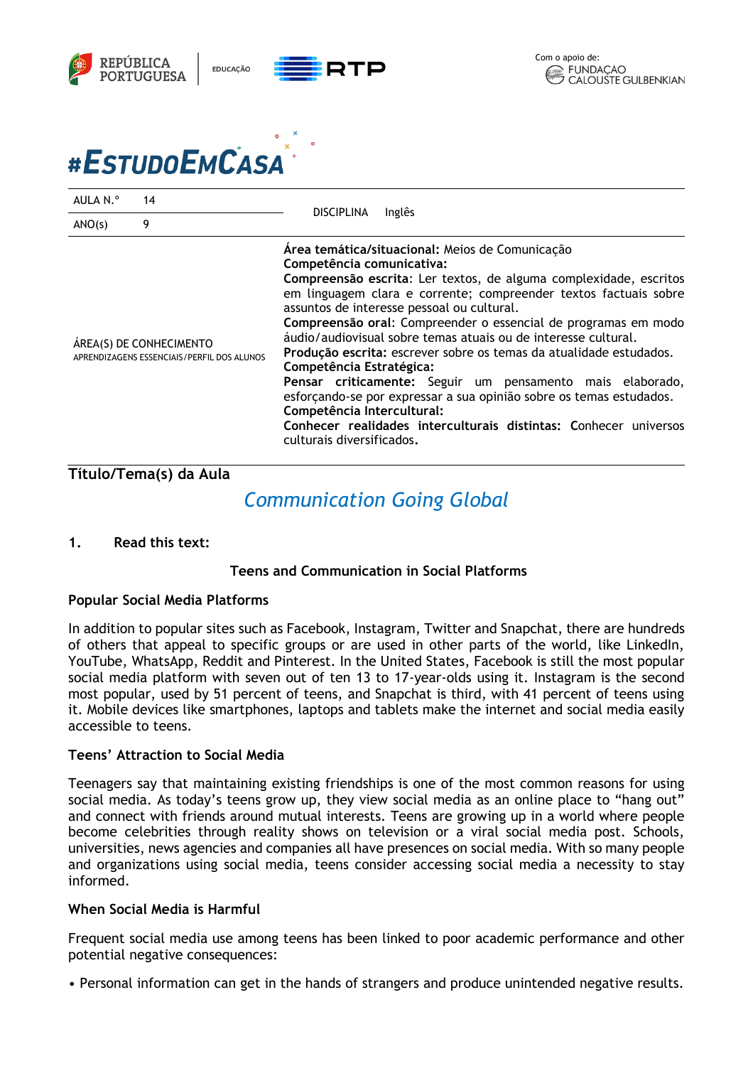REPÚBLICA PORTUGUESA | EDUCAÇÃO | RTP

Com o apoio de: FUNDAÇÃO CALOUSTE GULBENKIAN

# #EstudoEmCasa

| AULA N.º | 14 | DISCIPLINA | Inglês |
|---|---|---|---|
| ANO(s) | 9 | | |

| | |
|---|---|
| ÁREA(S) DE CONHECIMENTO<br>APRENDIZAGENS ESSENCIAIS/PERFIL DOS ALUNOS | **Área temática/situacional:** Meios de Comunicação<br>**Competência comunicativa:**<br>**Compreensão escrita**: Ler textos, de alguma complexidade, escritos em linguagem clara e corrente; compreender textos factuais sobre assuntos de interesse pessoal ou cultural.<br>**Compreensão oral**: Compreender o essencial de programas em modo áudio/audiovisual sobre temas atuais ou de interesse cultural.<br>**Produção escrita:** escrever sobre os temas da atualidade estudados.<br>**Competência Estratégica:**<br>**Pensar criticamente:** Seguir um pensamento mais elaborado, esforçando-se por expressar a sua opinião sobre os temas estudados.<br>**Competência Intercultural:**<br>**Conhecer realidades interculturais distintas:** Conhecer universos culturais diversificados. |

## Título/Tema(s) da Aula

*Communication Going Global*

**1. Read this text:**

### Teens and Communication in Social Platforms

**Popular Social Media Platforms**

In addition to popular sites such as Facebook, Instagram, Twitter and Snapchat, there are hundreds of others that appeal to specific groups or are used in other parts of the world, like LinkedIn, YouTube, WhatsApp, Reddit and Pinterest. In the United States, Facebook is still the most popular social media platform with seven out of ten 13 to 17-year-olds using it. Instagram is the second most popular, used by 51 percent of teens, and Snapchat is third, with 41 percent of teens using it. Mobile devices like smartphones, laptops and tablets make the internet and social media easily accessible to teens.

**Teens' Attraction to Social Media**

Teenagers say that maintaining existing friendships is one of the most common reasons for using social media. As today's teens grow up, they view social media as an online place to "hang out" and connect with friends around mutual interests. Teens are growing up in a world where people become celebrities through reality shows on television or a viral social media post. Schools, universities, news agencies and companies all have presences on social media. With so many people and organizations using social media, teens consider accessing social media a necessity to stay informed.

**When Social Media is Harmful**

Frequent social media use among teens has been linked to poor academic performance and other potential negative consequences:

- Personal information can get in the hands of strangers and produce unintended negative results.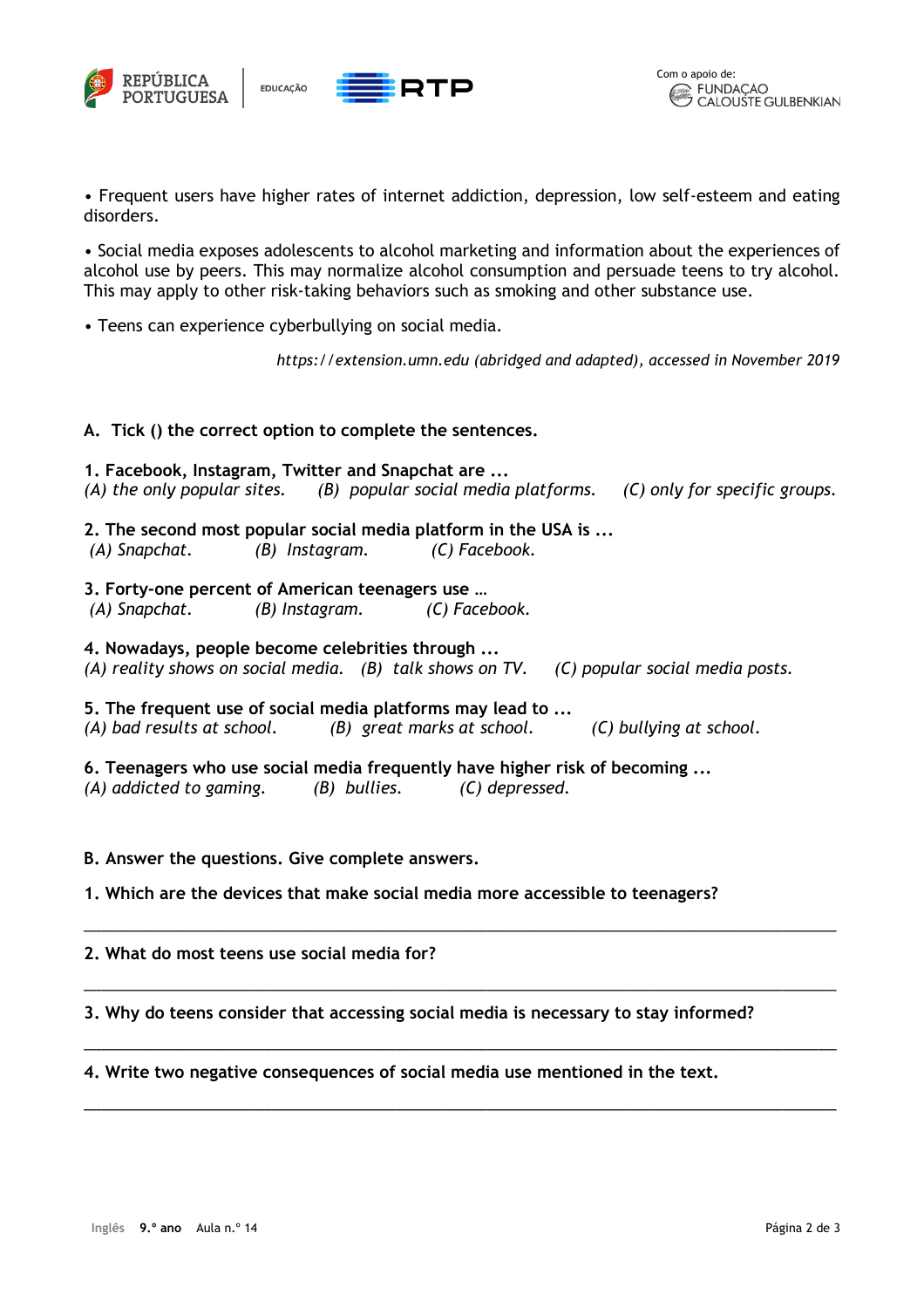• Frequent users have higher rates of internet addiction, depression, low self-esteem and eating disorders.

• Social media exposes adolescents to alcohol marketing and information about the experiences of alcohol use by peers. This may normalize alcohol consumption and persuade teens to try alcohol. This may apply to other risk-taking behaviors such as smoking and other substance use.

• Teens can experience cyberbullying on social media.

*https://extension.umn.edu (abridged and adapted), accessed in November 2019*

**A. Tick () the correct option to complete the sentences.**

**1. Facebook, Instagram, Twitter and Snapchat are ...**
*(A) the only popular sites.* *(B) popular social media platforms.* *(C) only for specific groups.*

**2. The second most popular social media platform in the USA is ...**
*(A) Snapchat.* *(B) Instagram.* *(C) Facebook.*

**3. Forty-one percent of American teenagers use …**
*(A) Snapchat.* *(B) Instagram.* *(C) Facebook.*

**4. Nowadays, people become celebrities through ...**
*(A) reality shows on social media.* *(B) talk shows on TV.* *(C) popular social media posts.*

**5. The frequent use of social media platforms may lead to ...**
*(A) bad results at school.* *(B) great marks at school.* *(C) bullying at school.*

**6. Teenagers who use social media frequently have higher risk of becoming ...**
*(A) addicted to gaming.* *(B) bullies.* *(C) depressed.*

**B. Answer the questions. Give complete answers.**

**1. Which are the devices that make social media more accessible to teenagers?**

_______________________________________________________________________________

**2. What do most teens use social media for?**

_______________________________________________________________________________

**3. Why do teens consider that accessing social media is necessary to stay informed?**

_______________________________________________________________________________

**4. Write two negative consequences of social media use mentioned in the text.**

_______________________________________________________________________________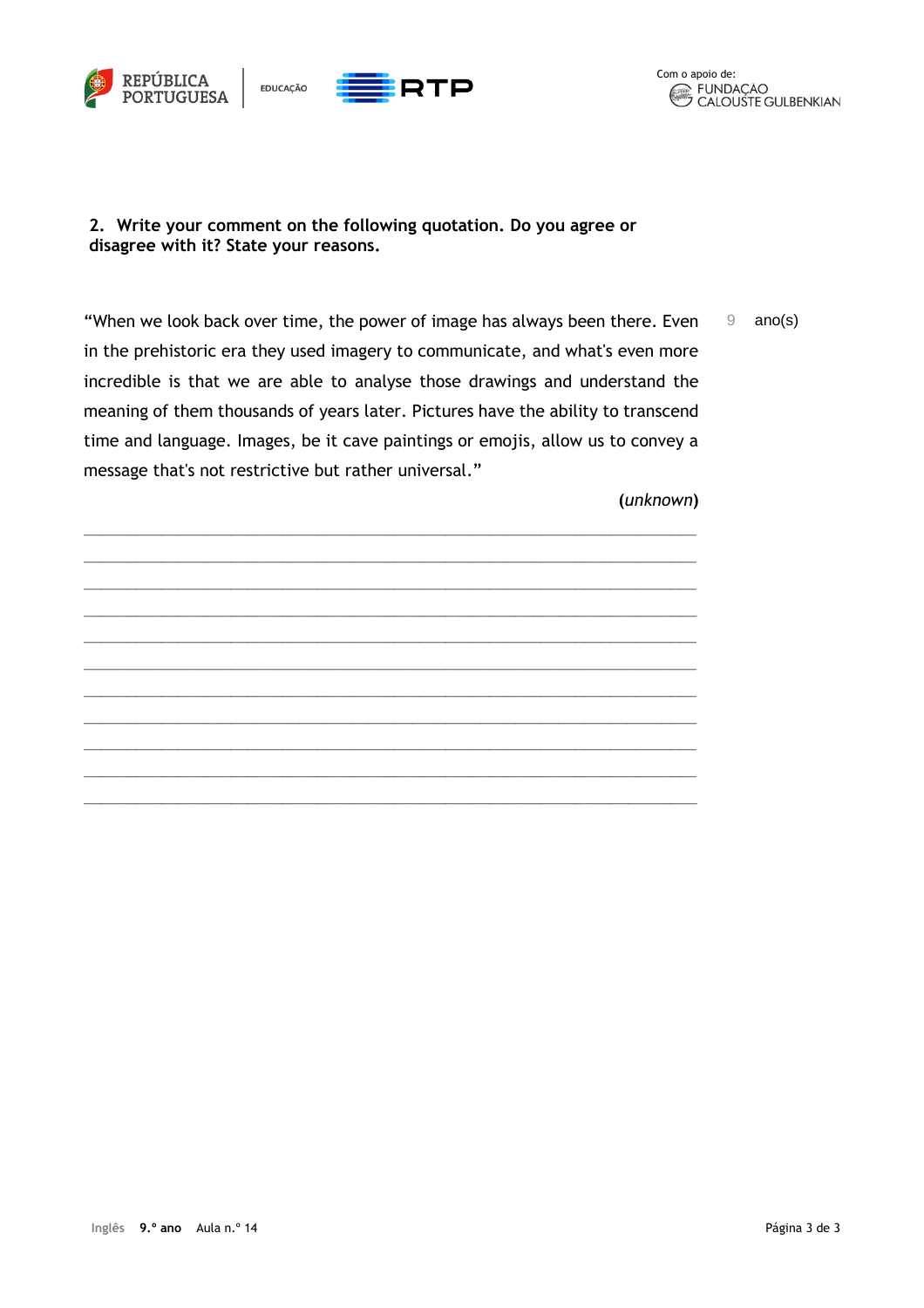**2. Write your comment on the following quotation. Do you agree or disagree with it? State your reasons.**

"When we look back over time, the power of image has always been there. Even in the prehistoric era they used imagery to communicate, and what's even more incredible is that we are able to analyse those drawings and understand the meaning of them thousands of years later. Pictures have the ability to transcend time and language. Images, be it cave paintings or emojis, allow us to convey a message that's not restrictive but rather universal."

(*unknown*)

9 ano(s)

\_\_\_\_\_\_\_\_\_\_\_\_\_\_\_\_\_\_\_\_\_\_\_\_\_\_\_\_\_\_\_\_\_\_\_\_\_\_\_\_\_\_\_\_\_\_\_\_\_\_\_\_\_\_\_\_\_\_\_\_\_\_\_\_\_\_\_\_

\_\_\_\_\_\_\_\_\_\_\_\_\_\_\_\_\_\_\_\_\_\_\_\_\_\_\_\_\_\_\_\_\_\_\_\_\_\_\_\_\_\_\_\_\_\_\_\_\_\_\_\_\_\_\_\_\_\_\_\_\_\_\_\_\_\_\_\_

\_\_\_\_\_\_\_\_\_\_\_\_\_\_\_\_\_\_\_\_\_\_\_\_\_\_\_\_\_\_\_\_\_\_\_\_\_\_\_\_\_\_\_\_\_\_\_\_\_\_\_\_\_\_\_\_\_\_\_\_\_\_\_\_\_\_\_\_

\_\_\_\_\_\_\_\_\_\_\_\_\_\_\_\_\_\_\_\_\_\_\_\_\_\_\_\_\_\_\_\_\_\_\_\_\_\_\_\_\_\_\_\_\_\_\_\_\_\_\_\_\_\_\_\_\_\_\_\_\_\_\_\_\_\_\_\_

\_\_\_\_\_\_\_\_\_\_\_\_\_\_\_\_\_\_\_\_\_\_\_\_\_\_\_\_\_\_\_\_\_\_\_\_\_\_\_\_\_\_\_\_\_\_\_\_\_\_\_\_\_\_\_\_\_\_\_\_\_\_\_\_\_\_\_\_

\_\_\_\_\_\_\_\_\_\_\_\_\_\_\_\_\_\_\_\_\_\_\_\_\_\_\_\_\_\_\_\_\_\_\_\_\_\_\_\_\_\_\_\_\_\_\_\_\_\_\_\_\_\_\_\_\_\_\_\_\_\_\_\_\_\_\_\_

\_\_\_\_\_\_\_\_\_\_\_\_\_\_\_\_\_\_\_\_\_\_\_\_\_\_\_\_\_\_\_\_\_\_\_\_\_\_\_\_\_\_\_\_\_\_\_\_\_\_\_\_\_\_\_\_\_\_\_\_\_\_\_\_\_\_\_\_

\_\_\_\_\_\_\_\_\_\_\_\_\_\_\_\_\_\_\_\_\_\_\_\_\_\_\_\_\_\_\_\_\_\_\_\_\_\_\_\_\_\_\_\_\_\_\_\_\_\_\_\_\_\_\_\_\_\_\_\_\_\_\_\_\_\_\_\_

\_\_\_\_\_\_\_\_\_\_\_\_\_\_\_\_\_\_\_\_\_\_\_\_\_\_\_\_\_\_\_\_\_\_\_\_\_\_\_\_\_\_\_\_\_\_\_\_\_\_\_\_\_\_\_\_\_\_\_\_\_\_\_\_\_\_\_\_

\_\_\_\_\_\_\_\_\_\_\_\_\_\_\_\_\_\_\_\_\_\_\_\_\_\_\_\_\_\_\_\_\_\_\_\_\_\_\_\_\_\_\_\_\_\_\_\_\_\_\_\_\_\_\_\_\_\_\_\_\_\_\_\_\_\_\_\_

\_\_\_\_\_\_\_\_\_\_\_\_\_\_\_\_\_\_\_\_\_\_\_\_\_\_\_\_\_\_\_\_\_\_\_\_\_\_\_\_\_\_\_\_\_\_\_\_\_\_\_\_\_\_\_\_\_\_\_\_\_\_\_\_\_\_\_\_